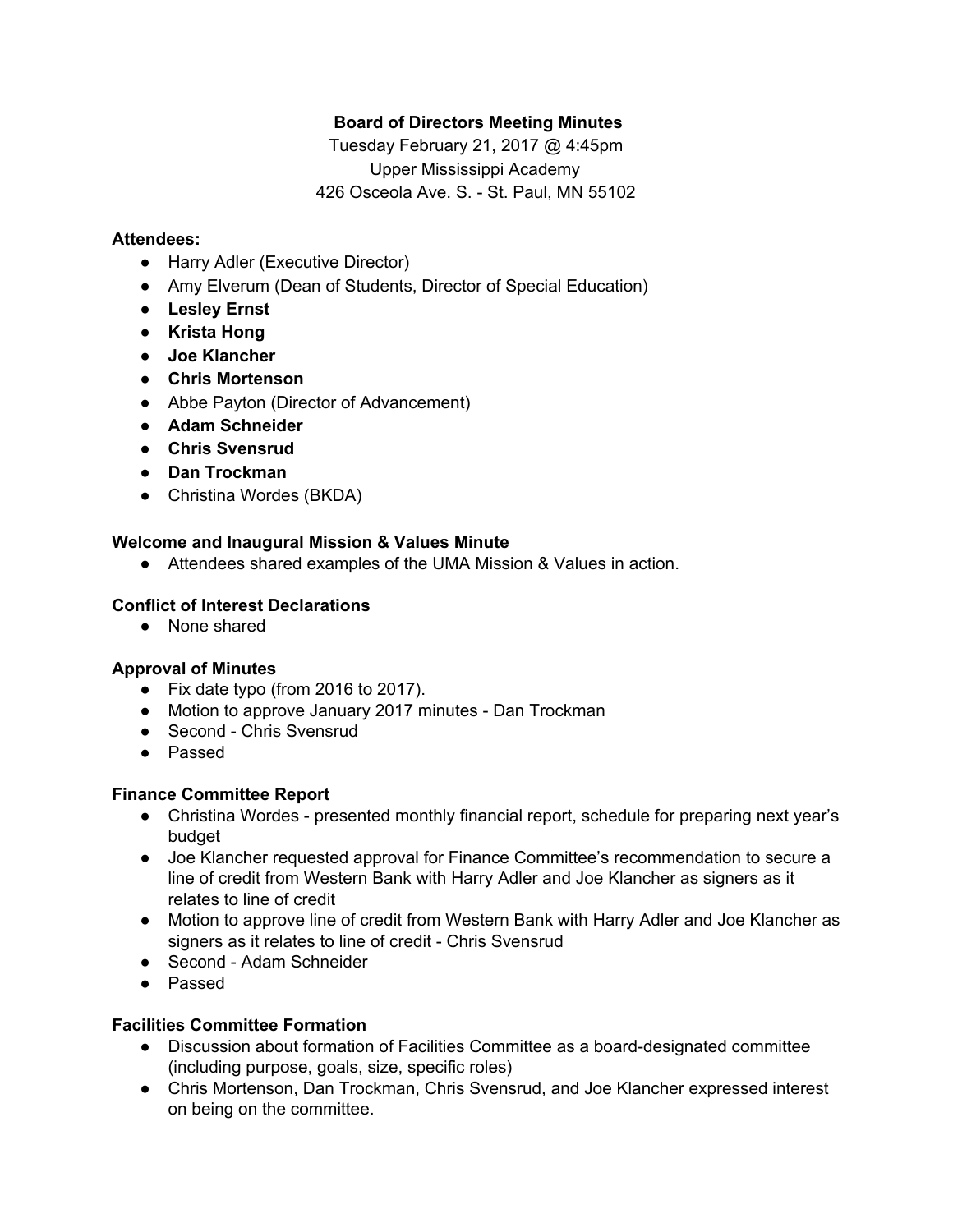# Board of Directors Meeting Minutes

Tuesday February 21, 2017 @ 4:45pm
Upper Mississippi Academy
426 Osceola Ave. S. - St. Paul, MN 55102

**Attendees:**

- Harry Adler (Executive Director)
- Amy Elverum (Dean of Students, Director of Special Education)
- **Lesley Ernst**
- **Krista Hong**
- **Joe Klancher**
- **Chris Mortenson**
- Abbe Payton (Director of Advancement)
- **Adam Schneider**
- **Chris Svensrud**
- **Dan Trockman**
- Christina Wordes (BKDA)

**Welcome and Inaugural Mission & Values Minute**

- Attendees shared examples of the UMA Mission & Values in action.

**Conflict of Interest Declarations**

- None shared

**Approval of Minutes**

- Fix date typo (from 2016 to 2017).
- Motion to approve January 2017 minutes - Dan Trockman
- Second - Chris Svensrud
- Passed

**Finance Committee Report**

- Christina Wordes - presented monthly financial report, schedule for preparing next year's budget
- Joe Klancher requested approval for Finance Committee's recommendation to secure a line of credit from Western Bank with Harry Adler and Joe Klancher as signers as it relates to line of credit
- Motion to approve line of credit from Western Bank with Harry Adler and Joe Klancher as signers as it relates to line of credit - Chris Svensrud
- Second - Adam Schneider
- Passed

**Facilities Committee Formation**

- Discussion about formation of Facilities Committee as a board-designated committee (including purpose, goals, size, specific roles)
- Chris Mortenson, Dan Trockman, Chris Svensrud, and Joe Klancher expressed interest on being on the committee.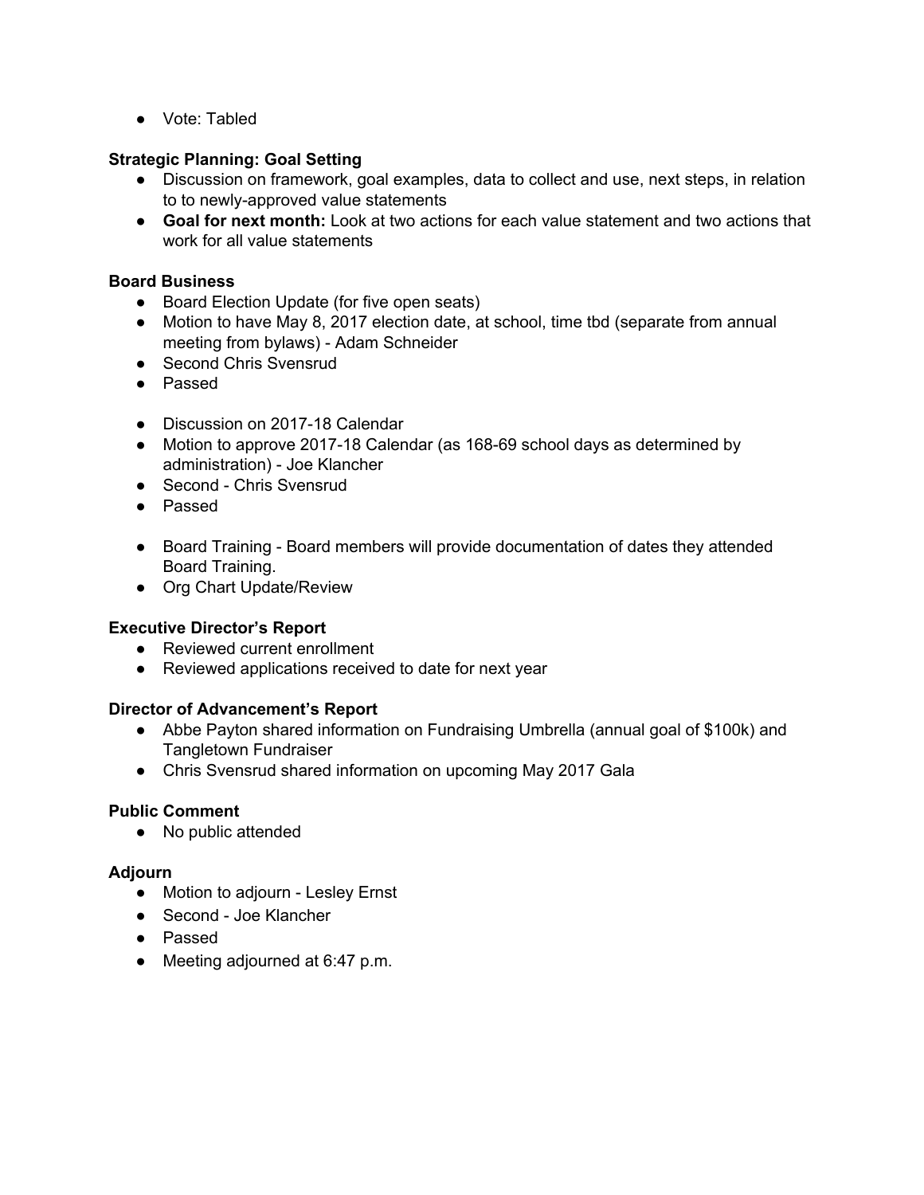- Vote: Tabled

**Strategic Planning: Goal Setting**

- Discussion on framework, goal examples, data to collect and use, next steps, in relation to to newly-approved value statements
- **Goal for next month:** Look at two actions for each value statement and two actions that work for all value statements

**Board Business**

- Board Election Update (for five open seats)
- Motion to have May 8, 2017 election date, at school, time tbd (separate from annual meeting from bylaws) - Adam Schneider
- Second Chris Svensrud
- Passed

- Discussion on 2017-18 Calendar
- Motion to approve 2017-18 Calendar (as 168-69 school days as determined by administration) - Joe Klancher
- Second - Chris Svensrud
- Passed

- Board Training - Board members will provide documentation of dates they attended Board Training.
- Org Chart Update/Review

**Executive Director's Report**

- Reviewed current enrollment
- Reviewed applications received to date for next year

**Director of Advancement's Report**

- Abbe Payton shared information on Fundraising Umbrella (annual goal of $100k) and Tangletown Fundraiser
- Chris Svensrud shared information on upcoming May 2017 Gala

**Public Comment**

- No public attended

**Adjourn**

- Motion to adjourn - Lesley Ernst
- Second - Joe Klancher
- Passed
- Meeting adjourned at 6:47 p.m.